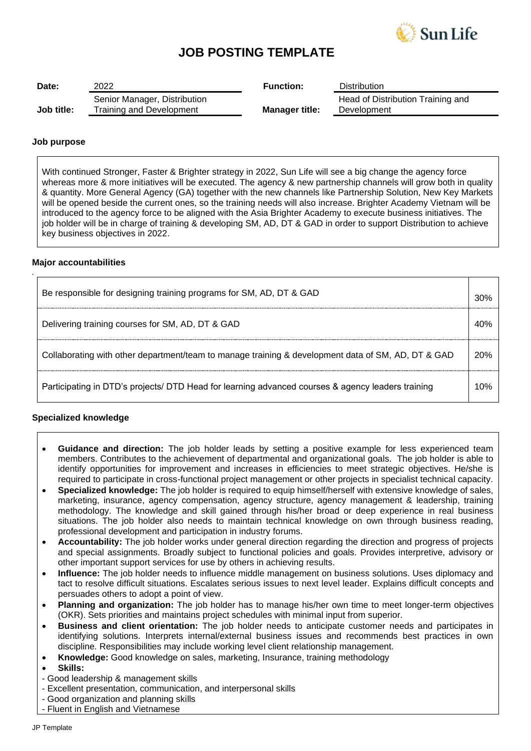# JOB POSTING TEMPLATE

| | | | |
|---|---|---|---|
| **Date:** | 2022 | **Function:** | Distribution |
| **Job title:** | Senior Manager, Distribution Training and Development | **Manager title:** | Head of Distribution Training and Development |

### Job purpose

With continued Stronger, Faster & Brighter strategy in 2022, Sun Life will see a big change the agency force whereas more & more initiatives will be executed. The agency & new partnership channels will grow both in quality & quantity. More General Agency (GA) together with the new channels like Partnership Solution, New Key Markets will be opened beside the current ones, so the training needs will also increase. Brighter Academy Vietnam will be introduced to the agency force to be aligned with the Asia Brighter Academy to execute business initiatives. The job holder will be in charge of training & developing SM, AD, DT & GAD in order to support Distribution to achieve key business objectives in 2022.

### Major accountabilities

| Accountability | % |
|---|---|
| Be responsible for designing training programs for SM, AD, DT & GAD | 30% |
| Delivering training courses for SM, AD, DT & GAD | 40% |
| Collaborating with other department/team to manage training & development data of SM, AD, DT & GAD | 20% |
| Participating in DTD's projects/ DTD Head for learning advanced courses & agency leaders training | 10% |

### Specialized knowledge

- **Guidance and direction:** The job holder leads by setting a positive example for less experienced team members. Contributes to the achievement of departmental and organizational goals. The job holder is able to identify opportunities for improvement and increases in efficiencies to meet strategic objectives. He/she is required to participate in cross-functional project management or other projects in specialist technical capacity.
- **Specialized knowledge:** The job holder is required to equip himself/herself with extensive knowledge of sales, marketing, insurance, agency compensation, agency structure, agency management & leadership, training methodology. The knowledge and skill gained through his/her broad or deep experience in real business situations. The job holder also needs to maintain technical knowledge on own through business reading, professional development and participation in industry forums.
- **Accountability:** The job holder works under general direction regarding the direction and progress of projects and special assignments. Broadly subject to functional policies and goals. Provides interpretive, advisory or other important support services for use by others in achieving results.
- **Influence:** The job holder needs to influence middle management on business solutions. Uses diplomacy and tact to resolve difficult situations. Escalates serious issues to next level leader. Explains difficult concepts and persuades others to adopt a point of view.
- **Planning and organization:** The job holder has to manage his/her own time to meet longer-term objectives (OKR). Sets priorities and maintains project schedules with minimal input from superior.
- **Business and client orientation:** The job holder needs to anticipate customer needs and participates in identifying solutions. Interprets internal/external business issues and recommends best practices in own discipline. Responsibilities may include working level client relationship management.
- **Knowledge:** Good knowledge on sales, marketing, Insurance, training methodology
- **Skills:**

- Good leadership & management skills
- Excellent presentation, communication, and interpersonal skills
- Good organization and planning skills
- Fluent in English and Vietnamese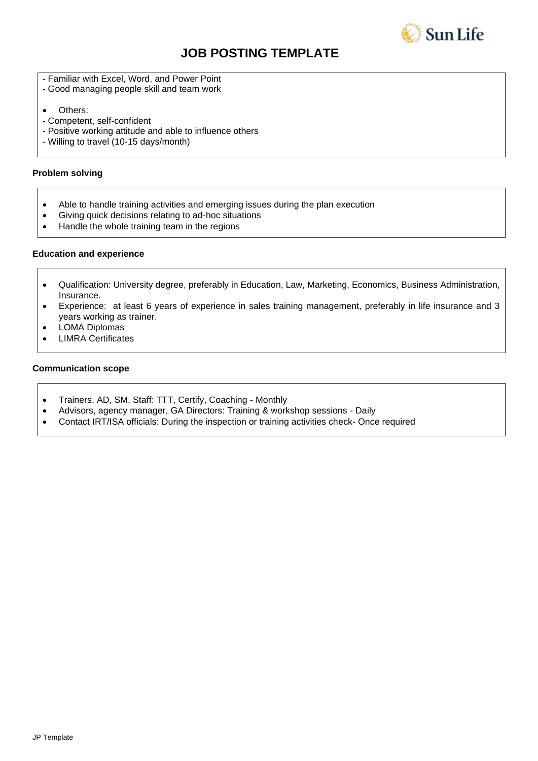# JOB POSTING TEMPLATE

- Familiar with Excel, Word, and Power Point
- Good managing people skill and team work

- Others:

- Competent, self-confident
- Positive working attitude and able to influence others
- Willing to travel (10-15 days/month)

**Problem solving**

- Able to handle training activities and emerging issues during the plan execution
- Giving quick decisions relating to ad-hoc situations
- Handle the whole training team in the regions

**Education and experience**

- Qualification: University degree, preferably in Education, Law, Marketing, Economics, Business Administration, Insurance.
- Experience: at least 6 years of experience in sales training management, preferably in life insurance and 3 years working as trainer.
- LOMA Diplomas
- LIMRA Certificates

**Communication scope**

- Trainers, AD, SM, Staff: TTT, Certify, Coaching - Monthly
- Advisors, agency manager, GA Directors: Training & workshop sessions - Daily
- Contact IRT/ISA officials: During the inspection or training activities check- Once required